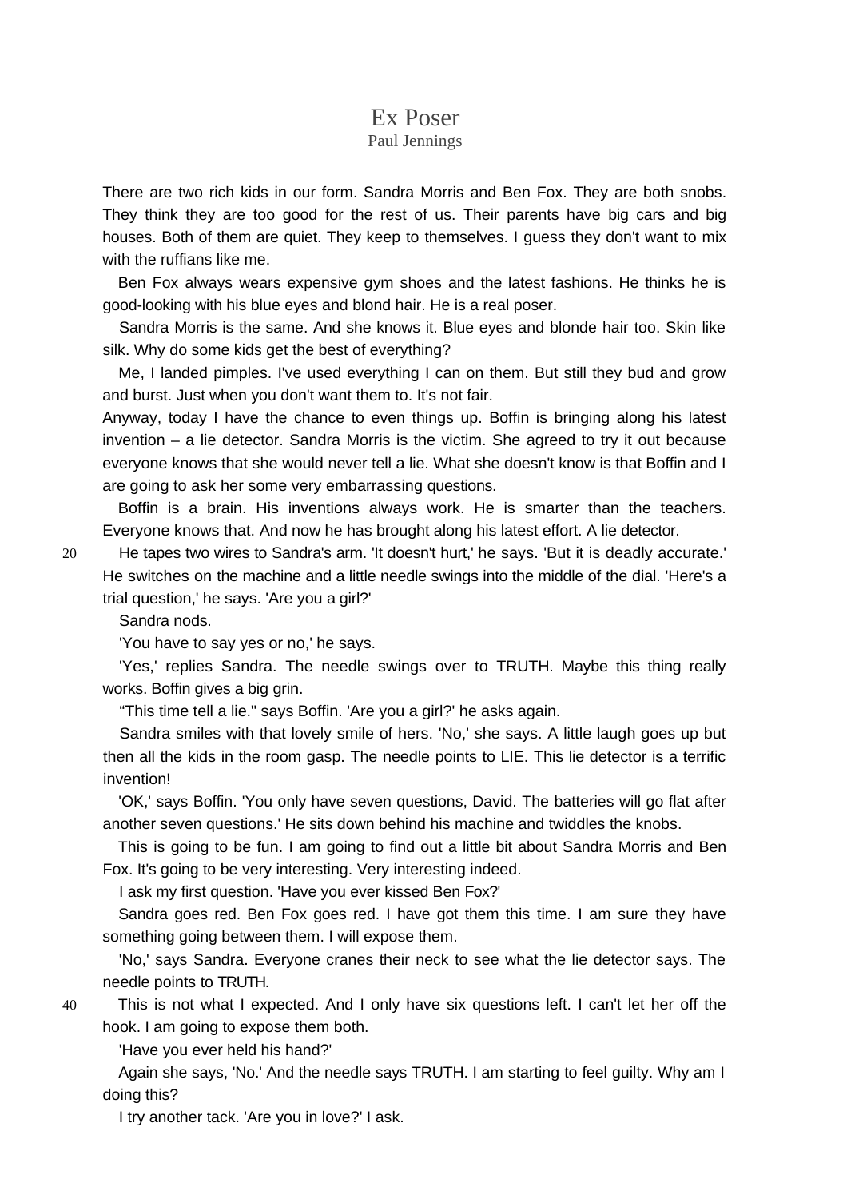# Ex Poser

Paul Jennings

There are two rich kids in our form. Sandra Morris and Ben Fox. They are both snobs. They think they are too good for the rest of us. Their parents have big cars and big houses. Both of them are quiet. They keep to themselves. I guess they don't want to mix with the ruffians like me.

Ben Fox always wears expensive gym shoes and the latest fashions. He thinks he is good-looking with his blue eyes and blond hair. He is a real poser.

Sandra Morris is the same. And she knows it. Blue eyes and blonde hair too. Skin like silk. Why do some kids get the best of everything?

Me, I landed pimples. I've used everything I can on them. But still they bud and grow and burst. Just when you don't want them to. It's not fair.

Anyway, today I have the chance to even things up. Boffin is bringing along his latest invention – a lie detector. Sandra Morris is the victim. She agreed to try it out because everyone knows that she would never tell a lie. What she doesn't know is that Boffin and I are going to ask her some very embarrassing questions.

Boffin is a brain. His inventions always work. He is smarter than the teachers. Everyone knows that. And now he has brought along his latest effort. A lie detector.

He tapes two wires to Sandra's arm. 'It doesn't hurt,' he says. 'But it is deadly accurate.' He switches on the machine and a little needle swings into the middle of the dial. 'Here's a trial question,' he says. 'Are you a girl?'

Sandra nods.

'You have to say yes or no,' he says.

'Yes,' replies Sandra. The needle swings over to TRUTH. Maybe this thing really works. Boffin gives a big grin.

"This time tell a lie." says Boffin. 'Are you a girl?' he asks again.

Sandra smiles with that lovely smile of hers. 'No,' she says. A little laugh goes up but then all the kids in the room gasp. The needle points to LIE. This lie detector is a terrific invention!

'OK,' says Boffin. 'You only have seven questions, David. The batteries will go flat after another seven questions.' He sits down behind his machine and twiddles the knobs.

This is going to be fun. I am going to find out a little bit about Sandra Morris and Ben Fox. It's going to be very interesting. Very interesting indeed.

I ask my first question. 'Have you ever kissed Ben Fox?'

Sandra goes red. Ben Fox goes red. I have got them this time. I am sure they have something going between them. I will expose them.

'No,' says Sandra. Everyone cranes their neck to see what the lie detector says. The needle points to TRUTH.

This is not what I expected. And I only have six questions left. I can't let her off the hook. I am going to expose them both.

'Have you ever held his hand?'

Again she says, 'No.' And the needle says TRUTH. I am starting to feel guilty. Why am I doing this?

I try another tack. 'Are you in love?' I ask.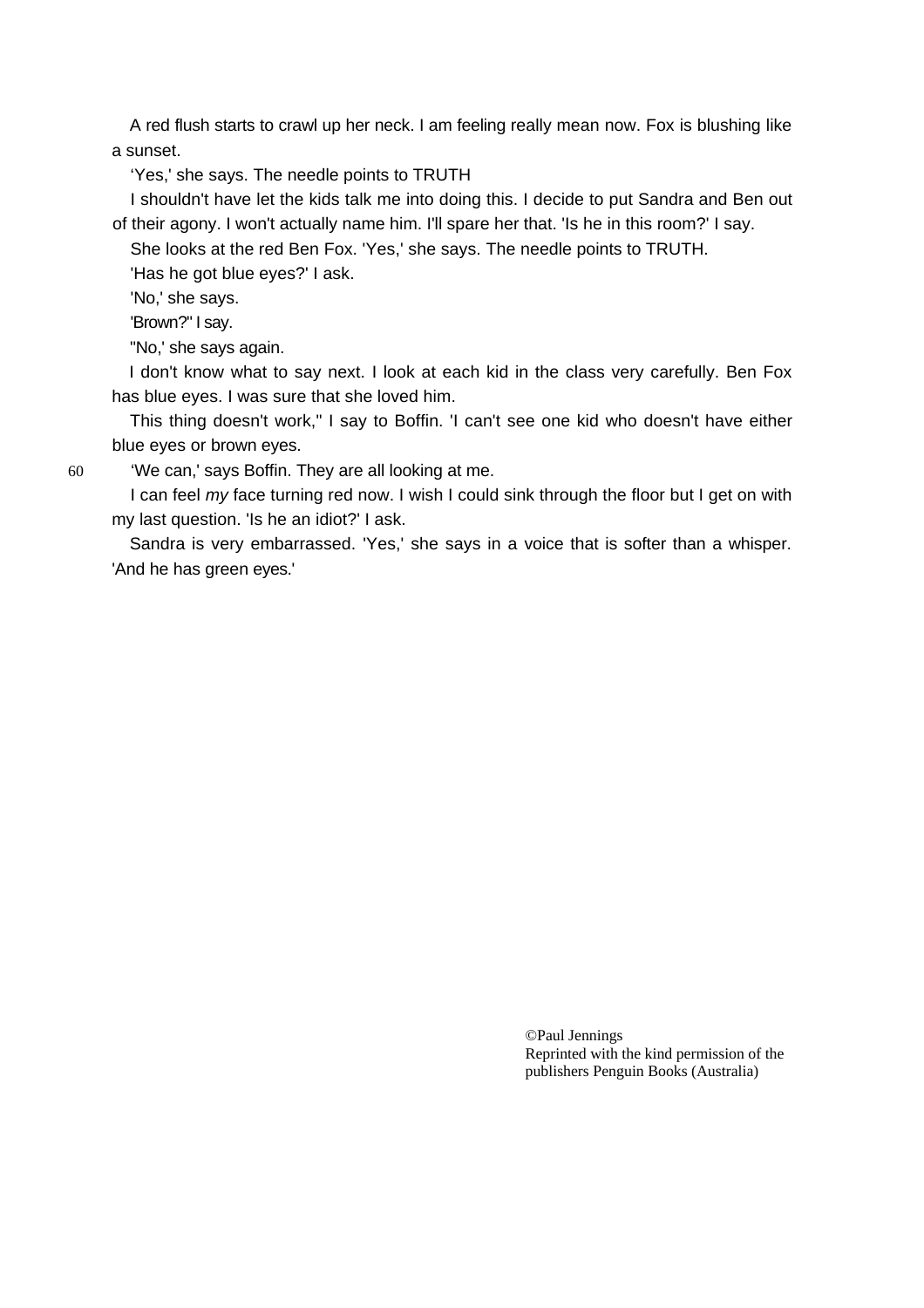A red flush starts to crawl up her neck. I am feeling really mean now. Fox is blushing like a sunset.

‘Yes,' she says. The needle points to TRUTH

I shouldn't have let the kids talk me into doing this. I decide to put Sandra and Ben out of their agony. I won't actually name him. I'll spare her that. 'Is he in this room?' I say.

She looks at the red Ben Fox. 'Yes,' she says. The needle points to TRUTH.

'Has he got blue eyes?' I ask.

'No,' she says.

'Brown?" I say.

"No,' she says again.

I don't know what to say next. I look at each kid in the class very carefully. Ben Fox has blue eyes. I was sure that she loved him.

This thing doesn't work," I say to Boffin. 'I can't see one kid who doesn't have either blue eyes or brown eyes.

‘We can,' says Boffin. They are all looking at me.

I can feel *my* face turning red now. I wish I could sink through the floor but I get on with my last question. 'Is he an idiot?' I ask.

Sandra is very embarrassed. 'Yes,' she says in a voice that is softer than a whisper. 'And he has green eyes.'

©Paul Jennings
Reprinted with the kind permission of the publishers Penguin Books (Australia)